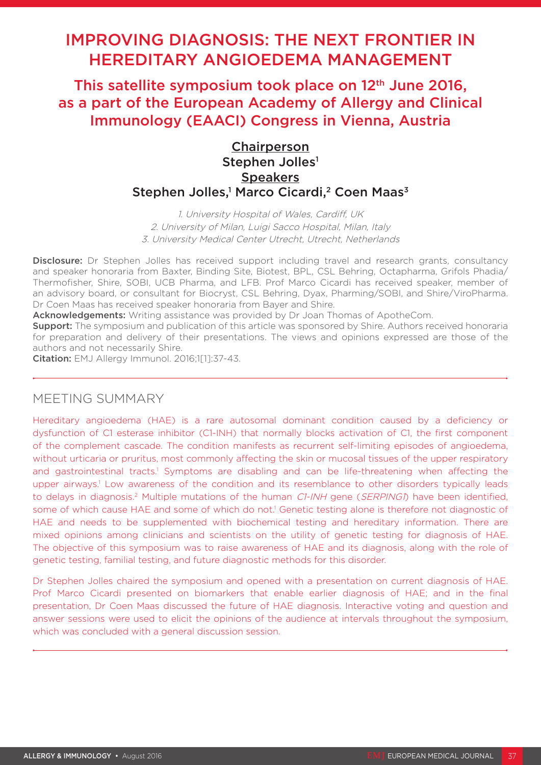# IMPROVING DIAGNOSIS: THE NEXT FRONTIER IN HEREDITARY ANGIOEDEMA MANAGEMENT

## This satellite symposium took place on 12th June 2016, as a part of the European Academy of Allergy and Clinical Immunology (EAACI) Congress in Vienna, Austria

**Chairperson**

Stephen Jolles[1]

**Speakers**

Stephen Jolles,[1] Marco Cicardi,[2] Coen Maas[3]

*1. University Hospital of Wales, Cardiff, UK*
*2. University of Milan, Luigi Sacco Hospital, Milan, Italy*
*3. University Medical Center Utrecht, Utrecht, Netherlands*

**Disclosure:** Dr Stephen Jolles has received support including travel and research grants, consultancy and speaker honoraria from Baxter, Binding Site, Biotest, BPL, CSL Behring, Octapharma, Grifols Phadia/Thermofisher, Shire, SOBI, UCB Pharma, and LFB. Prof Marco Cicardi has received speaker, member of an advisory board, or consultant for Biocryst, CSL Behring, Dyax, Pharming/SOBI, and Shire/ViroPharma. Dr Coen Maas has received speaker honoraria from Bayer and Shire.

**Acknowledgements:** Writing assistance was provided by Dr Joan Thomas of ApotheCom.

**Support:** The symposium and publication of this article was sponsored by Shire. Authors received honoraria for preparation and delivery of their presentations. The views and opinions expressed are those of the authors and not necessarily Shire.

**Citation:** EMJ Allergy Immunol. 2016;1[1]:37-43.

## MEETING SUMMARY

Hereditary angioedema (HAE) is a rare autosomal dominant condition caused by a deficiency or dysfunction of C1 esterase inhibitor (C1-INH) that normally blocks activation of C1, the first component of the complement cascade. The condition manifests as recurrent self-limiting episodes of angioedema, without urticaria or pruritus, most commonly affecting the skin or mucosal tissues of the upper respiratory and gastrointestinal tracts.[1] Symptoms are disabling and can be life-threatening when affecting the upper airways.[1] Low awareness of the condition and its resemblance to other disorders typically leads to delays in diagnosis.[2] Multiple mutations of the human *C1-INH* gene (*SERPING1*) have been identified, some of which cause HAE and some of which do not.[1] Genetic testing alone is therefore not diagnostic of HAE and needs to be supplemented with biochemical testing and hereditary information. There are mixed opinions among clinicians and scientists on the utility of genetic testing for diagnosis of HAE. The objective of this symposium was to raise awareness of HAE and its diagnosis, along with the role of genetic testing, familial testing, and future diagnostic methods for this disorder.

Dr Stephen Jolles chaired the symposium and opened with a presentation on current diagnosis of HAE. Prof Marco Cicardi presented on biomarkers that enable earlier diagnosis of HAE; and in the final presentation, Dr Coen Maas discussed the future of HAE diagnosis. Interactive voting and question and answer sessions were used to elicit the opinions of the audience at intervals throughout the symposium, which was concluded with a general discussion session.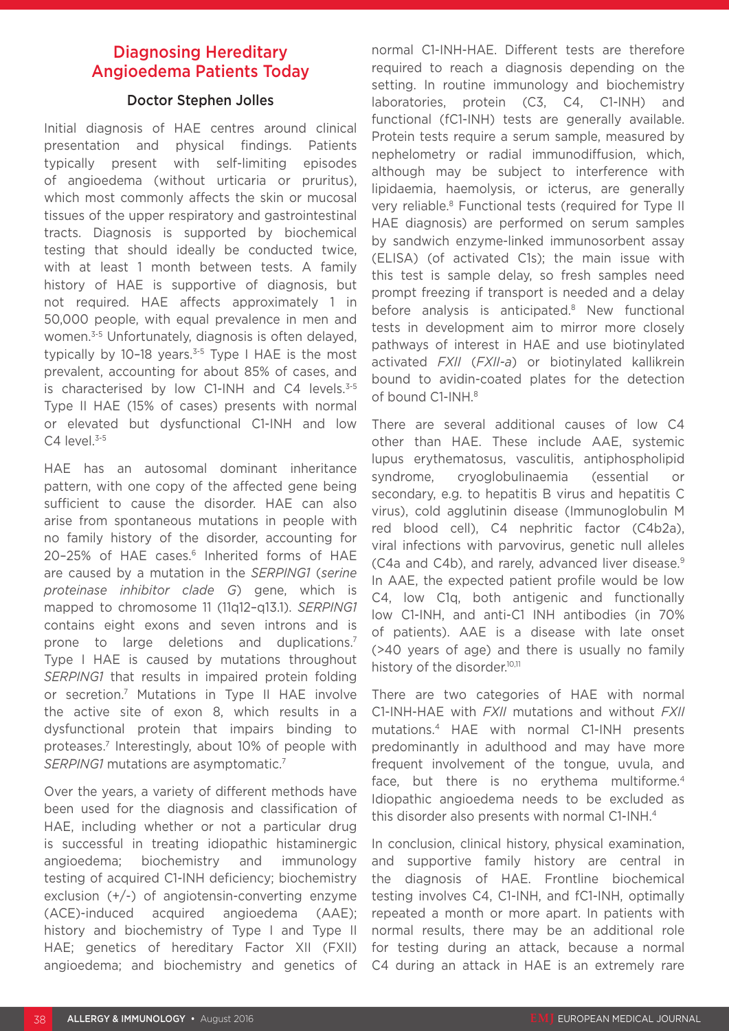## Diagnosing Hereditary Angioedema Patients Today

### Doctor Stephen Jolles

Initial diagnosis of HAE centres around clinical presentation and physical findings. Patients typically present with self-limiting episodes of angioedema (without urticaria or pruritus), which most commonly affects the skin or mucosal tissues of the upper respiratory and gastrointestinal tracts. Diagnosis is supported by biochemical testing that should ideally be conducted twice, with at least 1 month between tests. A family history of HAE is supportive of diagnosis, but not required. HAE affects approximately 1 in 50,000 people, with equal prevalence in men and women.[3-5] Unfortunately, diagnosis is often delayed, typically by 10–18 years.[3-5] Type I HAE is the most prevalent, accounting for about 85% of cases, and is characterised by low C1-INH and C4 levels.[3-5] Type II HAE (15% of cases) presents with normal or elevated but dysfunctional C1-INH and low C4 level.[3-5]

HAE has an autosomal dominant inheritance pattern, with one copy of the affected gene being sufficient to cause the disorder. HAE can also arise from spontaneous mutations in people with no family history of the disorder, accounting for 20–25% of HAE cases.[6] Inherited forms of HAE are caused by a mutation in the *SERPING1* (*serine proteinase inhibitor clade G*) gene, which is mapped to chromosome 11 (11q12–q13.1). *SERPING1* contains eight exons and seven introns and is prone to large deletions and duplications.[7] Type I HAE is caused by mutations throughout *SERPING1* that results in impaired protein folding or secretion.[7] Mutations in Type II HAE involve the active site of exon 8, which results in a dysfunctional protein that impairs binding to proteases.[7] Interestingly, about 10% of people with *SERPING1* mutations are asymptomatic.[7]

Over the years, a variety of different methods have been used for the diagnosis and classification of HAE, including whether or not a particular drug is successful in treating idiopathic histaminergic angioedema; biochemistry and immunology testing of acquired C1-INH deficiency; biochemistry exclusion (+/-) of angiotensin-converting enzyme (ACE)-induced acquired angioedema (AAE); history and biochemistry of Type I and Type II HAE; genetics of hereditary Factor XII (FXII) angioedema; and biochemistry and genetics of normal C1-INH-HAE. Different tests are therefore required to reach a diagnosis depending on the setting. In routine immunology and biochemistry laboratories, protein (C3, C4, C1-INH) and functional (fC1-INH) tests are generally available. Protein tests require a serum sample, measured by nephelometry or radial immunodiffusion, which, although may be subject to interference with lipidaemia, haemolysis, or icterus, are generally very reliable.[8] Functional tests (required for Type II HAE diagnosis) are performed on serum samples by sandwich enzyme-linked immunosorbent assay (ELISA) (of activated C1s); the main issue with this test is sample delay, so fresh samples need prompt freezing if transport is needed and a delay before analysis is anticipated.[8] New functional tests in development aim to mirror more closely pathways of interest in HAE and use biotinylated activated *FXII* (*FXII-a*) or biotinylated kallikrein bound to avidin-coated plates for the detection of bound C1-INH.[8]

There are several additional causes of low C4 other than HAE. These include AAE, systemic lupus erythematosus, vasculitis, antiphospholipid syndrome, cryoglobulinaemia (essential or secondary, e.g. to hepatitis B virus and hepatitis C virus), cold agglutinin disease (Immunoglobulin M red blood cell), C4 nephritic factor (C4b2a), viral infections with parvovirus, genetic null alleles (C4a and C4b), and rarely, advanced liver disease.[9] In AAE, the expected patient profile would be low C4, low C1q, both antigenic and functionally low C1-INH, and anti-C1 INH antibodies (in 70% of patients). AAE is a disease with late onset (>40 years of age) and there is usually no family history of the disorder.[10,11]

There are two categories of HAE with normal C1-INH-HAE with *FXII* mutations and without *FXII* mutations.[4] HAE with normal C1-INH presents predominantly in adulthood and may have more frequent involvement of the tongue, uvula, and face, but there is no erythema multiforme.[4] Idiopathic angioedema needs to be excluded as this disorder also presents with normal C1-INH.[4]

In conclusion, clinical history, physical examination, and supportive family history are central in the diagnosis of HAE. Frontline biochemical testing involves C4, C1-INH, and fC1-INH, optimally repeated a month or more apart. In patients with normal results, there may be an additional role for testing during an attack, because a normal C4 during an attack in HAE is an extremely rare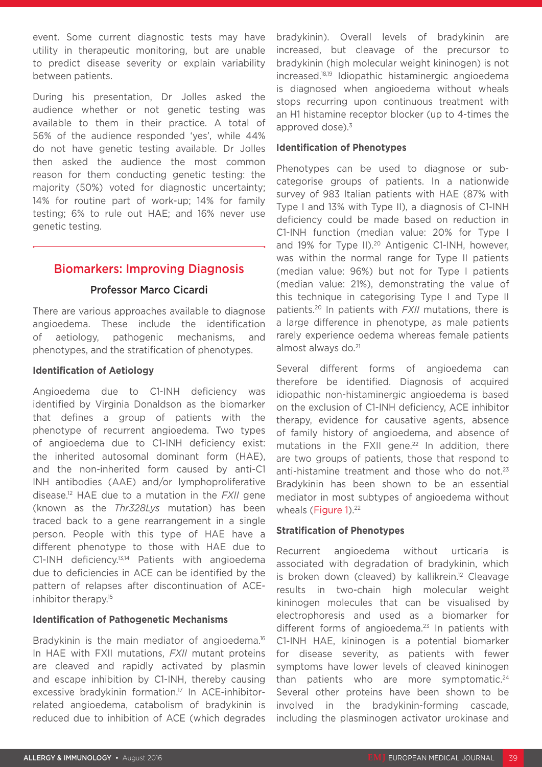event. Some current diagnostic tests may have utility in therapeutic monitoring, but are unable to predict disease severity or explain variability between patients.

During his presentation, Dr Jolles asked the audience whether or not genetic testing was available to them in their practice. A total of 56% of the audience responded 'yes', while 44% do not have genetic testing available. Dr Jolles then asked the audience the most common reason for them conducting genetic testing: the majority (50%) voted for diagnostic uncertainty; 14% for routine part of work-up; 14% for family testing; 6% to rule out HAE; and 16% never use genetic testing.

## Biomarkers: Improving Diagnosis

### Professor Marco Cicardi

There are various approaches available to diagnose angioedema. These include the identification of aetiology, pathogenic mechanisms, and phenotypes, and the stratification of phenotypes.

#### Identification of Aetiology

Angioedema due to C1-INH deficiency was identified by Virginia Donaldson as the biomarker that defines a group of patients with the phenotype of recurrent angioedema. Two types of angioedema due to C1-INH deficiency exist: the inherited autosomal dominant form (HAE), and the non-inherited form caused by anti-C1 INH antibodies (AAE) and/or lymphoproliferative disease.[12] HAE due to a mutation in the *FXII* gene (known as the *Thr328Lys* mutation) has been traced back to a gene rearrangement in a single person. People with this type of HAE have a different phenotype to those with HAE due to C1-INH deficiency.[13,14] Patients with angioedema due to deficiencies in ACE can be identified by the pattern of relapses after discontinuation of ACE-inhibitor therapy.[15]

#### Identification of Pathogenetic Mechanisms

Bradykinin is the main mediator of angioedema.[16] In HAE with FXII mutations, *FXII* mutant proteins are cleaved and rapidly activated by plasmin and escape inhibition by C1-INH, thereby causing excessive bradykinin formation.[17] In ACE-inhibitor-related angioedema, catabolism of bradykinin is reduced due to inhibition of ACE (which degrades bradykinin). Overall levels of bradykinin are increased, but cleavage of the precursor to bradykinin (high molecular weight kininogen) is not increased.[18,19] Idiopathic histaminergic angioedema is diagnosed when angioedema without wheals stops recurring upon continuous treatment with an H1 histamine receptor blocker (up to 4-times the approved dose).[3]

#### Identification of Phenotypes

Phenotypes can be used to diagnose or sub-categorise groups of patients. In a nationwide survey of 983 Italian patients with HAE (87% with Type I and 13% with Type II), a diagnosis of C1-INH deficiency could be made based on reduction in C1-INH function (median value: 20% for Type I and 19% for Type II).[20] Antigenic C1-INH, however, was within the normal range for Type II patients (median value: 96%) but not for Type I patients (median value: 21%), demonstrating the value of this technique in categorising Type I and Type II patients.[20] In patients with *FXII* mutations, there is a large difference in phenotype, as male patients rarely experience oedema whereas female patients almost always do.[21]

Several different forms of angioedema can therefore be identified. Diagnosis of acquired idiopathic non-histaminergic angioedema is based on the exclusion of C1-INH deficiency, ACE inhibitor therapy, evidence for causative agents, absence of family history of angioedema, and absence of mutations in the FXII gene.[22] In addition, there are two groups of patients, those that respond to anti-histamine treatment and those who do not.[23] Bradykinin has been shown to be an essential mediator in most subtypes of angioedema without wheals (Figure 1).[22]

#### Stratification of Phenotypes

Recurrent angioedema without urticaria is associated with degradation of bradykinin, which is broken down (cleaved) by kallikrein.[12] Cleavage results in two-chain high molecular weight kininogen molecules that can be visualised by electrophoresis and used as a biomarker for different forms of angioedema.[23] In patients with C1-INH HAE, kininogen is a potential biomarker for disease severity, as patients with fewer symptoms have lower levels of cleaved kininogen than patients who are more symptomatic.[24] Several other proteins have been shown to be involved in the bradykinin-forming cascade, including the plasminogen activator urokinase and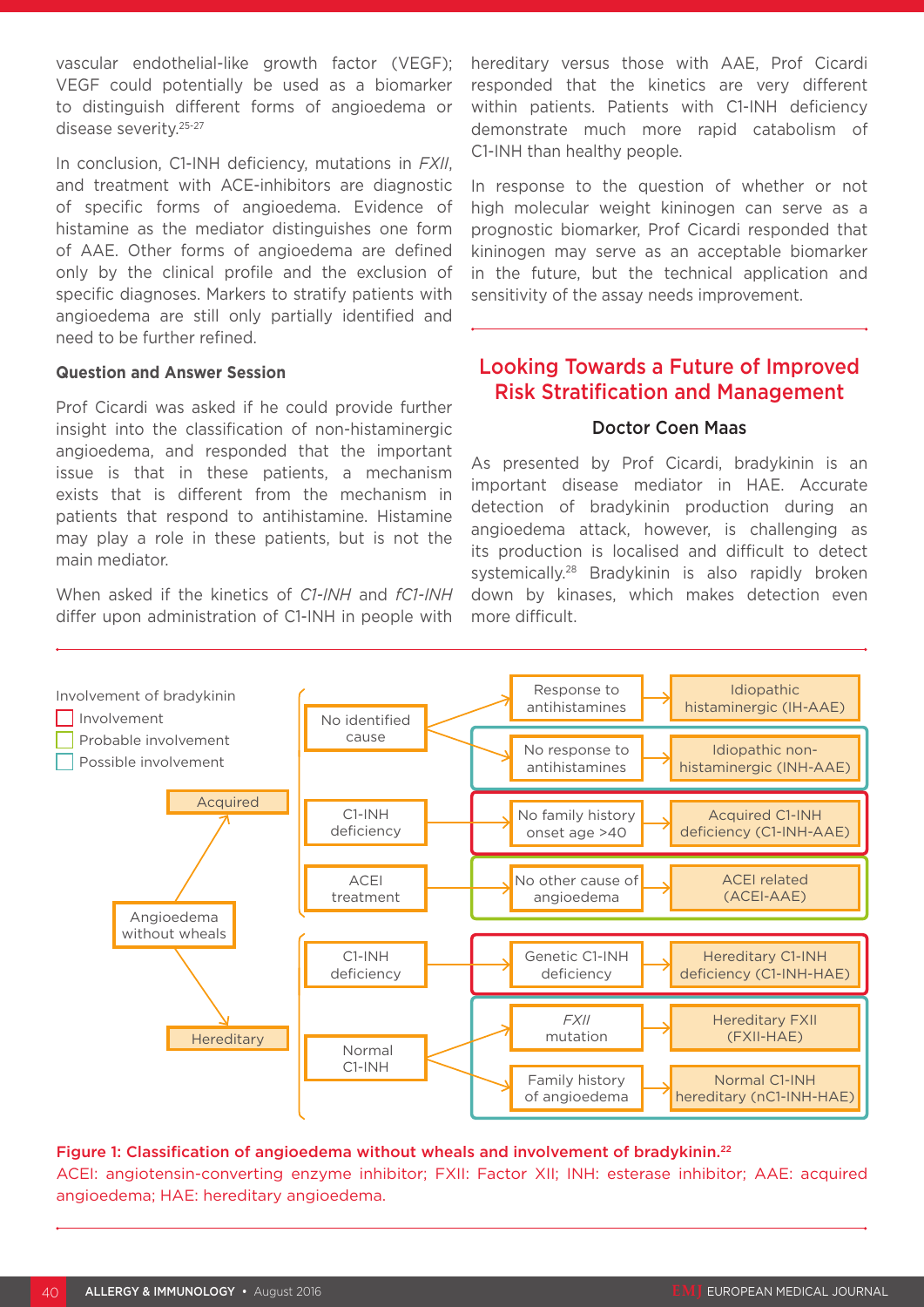vascular endothelial-like growth factor (VEGF); VEGF could potentially be used as a biomarker to distinguish different forms of angioedema or disease severity.[25-27]

In conclusion, C1-INH deficiency, mutations in *FXII*, and treatment with ACE-inhibitors are diagnostic of specific forms of angioedema. Evidence of histamine as the mediator distinguishes one form of AAE. Other forms of angioedema are defined only by the clinical profile and the exclusion of specific diagnoses. Markers to stratify patients with angioedema are still only partially identified and need to be further refined.

#### Question and Answer Session

Prof Cicardi was asked if he could provide further insight into the classification of non-histaminergic angioedema, and responded that the important issue is that in these patients, a mechanism exists that is different from the mechanism in patients that respond to antihistamine. Histamine may play a role in these patients, but is not the main mediator.

When asked if the kinetics of *C1-INH* and *fC1-INH* differ upon administration of C1-INH in people with hereditary versus those with AAE, Prof Cicardi responded that the kinetics are very different within patients. Patients with C1-INH deficiency demonstrate much more rapid catabolism of C1-INH than healthy people.

In response to the question of whether or not high molecular weight kininogen can serve as a prognostic biomarker, Prof Cicardi responded that kininogen may serve as an acceptable biomarker in the future, but the technical application and sensitivity of the assay needs improvement.

## Looking Towards a Future of Improved Risk Stratification and Management

### Doctor Coen Maas

As presented by Prof Cicardi, bradykinin is an important disease mediator in HAE. Accurate detection of bradykinin production during an angioedema attack, however, is challenging as its production is localised and difficult to detect systemically.[28] Bradykinin is also rapidly broken down by kinases, which makes detection even more difficult.

**Figure 1: Classification of angioedema without wheals and involvement of bradykinin.[22]**
ACEI: angiotensin-converting enzyme inhibitor; FXII: Factor XII; INH: esterase inhibitor; AAE: acquired angioedema; HAE: hereditary angioedema.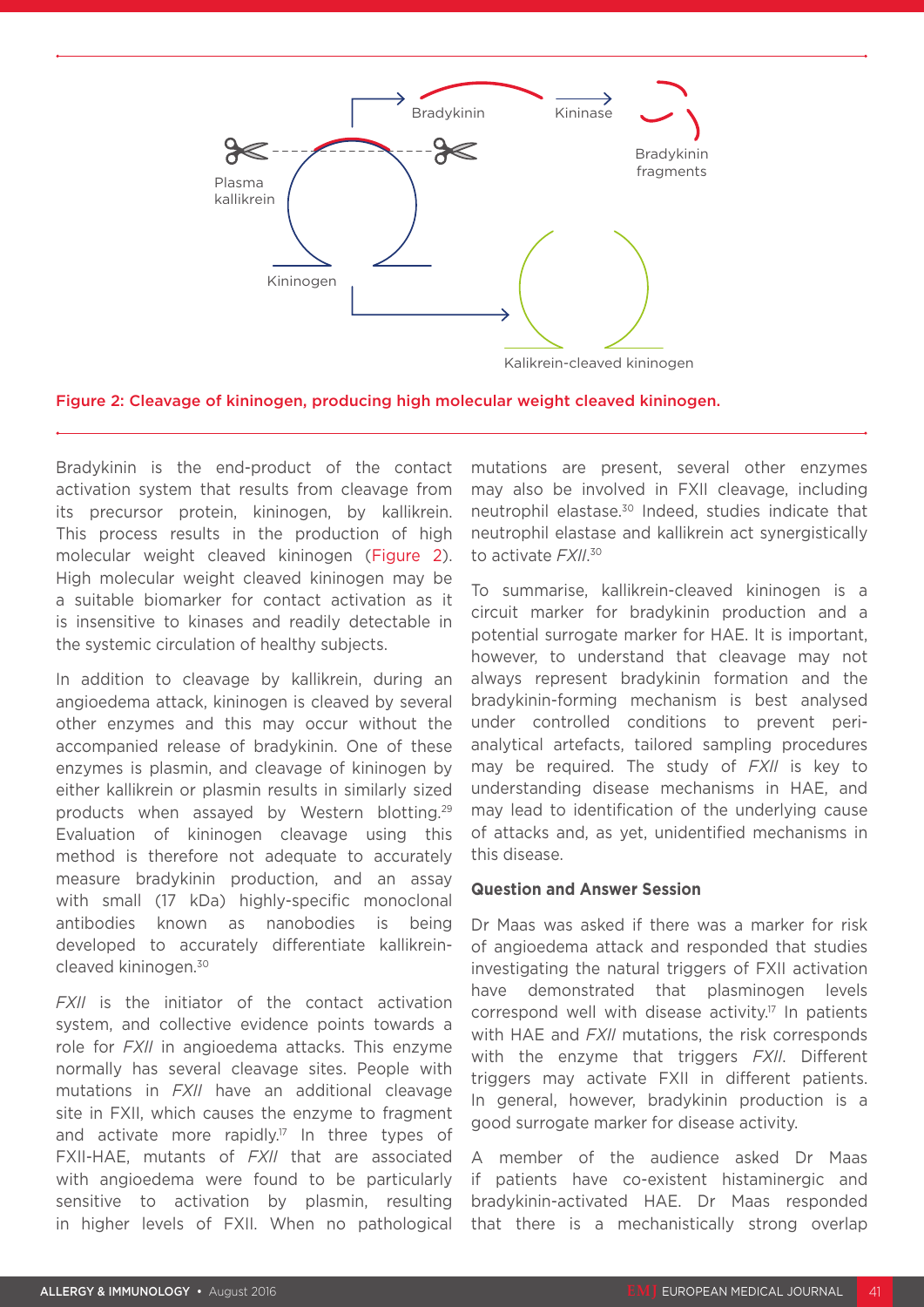Figure 2: Cleavage of kininogen, producing high molecular weight cleaved kininogen.

Bradykinin is the end-product of the contact activation system that results from cleavage from its precursor protein, kininogen, by kallikrein. This process results in the production of high molecular weight cleaved kininogen (Figure 2). High molecular weight cleaved kininogen may be a suitable biomarker for contact activation as it is insensitive to kinases and readily detectable in the systemic circulation of healthy subjects.

In addition to cleavage by kallikrein, during an angioedema attack, kininogen is cleaved by several other enzymes and this may occur without the accompanied release of bradykinin. One of these enzymes is plasmin, and cleavage of kininogen by either kallikrein or plasmin results in similarly sized products when assayed by Western blotting.[29] Evaluation of kininogen cleavage using this method is therefore not adequate to accurately measure bradykinin production, and an assay with small (17 kDa) highly-specific monoclonal antibodies known as nanobodies is being developed to accurately differentiate kallikrein-cleaved kininogen.[30]

*FXII* is the initiator of the contact activation system, and collective evidence points towards a role for *FXII* in angioedema attacks. This enzyme normally has several cleavage sites. People with mutations in *FXII* have an additional cleavage site in FXII, which causes the enzyme to fragment and activate more rapidly.[17] In three types of FXII-HAE, mutants of *FXII* that are associated with angioedema were found to be particularly sensitive to activation by plasmin, resulting in higher levels of FXII. When no pathological mutations are present, several other enzymes may also be involved in FXII cleavage, including neutrophil elastase.[30] Indeed, studies indicate that neutrophil elastase and kallikrein act synergistically to activate *FXII*.[30]

To summarise, kallikrein-cleaved kininogen is a circuit marker for bradykinin production and a potential surrogate marker for HAE. It is important, however, to understand that cleavage may not always represent bradykinin formation and the bradykinin-forming mechanism is best analysed under controlled conditions to prevent peri-analytical artefacts, tailored sampling procedures may be required. The study of *FXII* is key to understanding disease mechanisms in HAE, and may lead to identification of the underlying cause of attacks and, as yet, unidentified mechanisms in this disease.

### Question and Answer Session

Dr Maas was asked if there was a marker for risk of angioedema attack and responded that studies investigating the natural triggers of FXII activation have demonstrated that plasminogen levels correspond well with disease activity.[17] In patients with HAE and *FXII* mutations, the risk corresponds with the enzyme that triggers *FXII*. Different triggers may activate FXII in different patients. In general, however, bradykinin production is a good surrogate marker for disease activity.

A member of the audience asked Dr Maas if patients have co-existent histaminergic and bradykinin-activated HAE. Dr Maas responded that there is a mechanistically strong overlap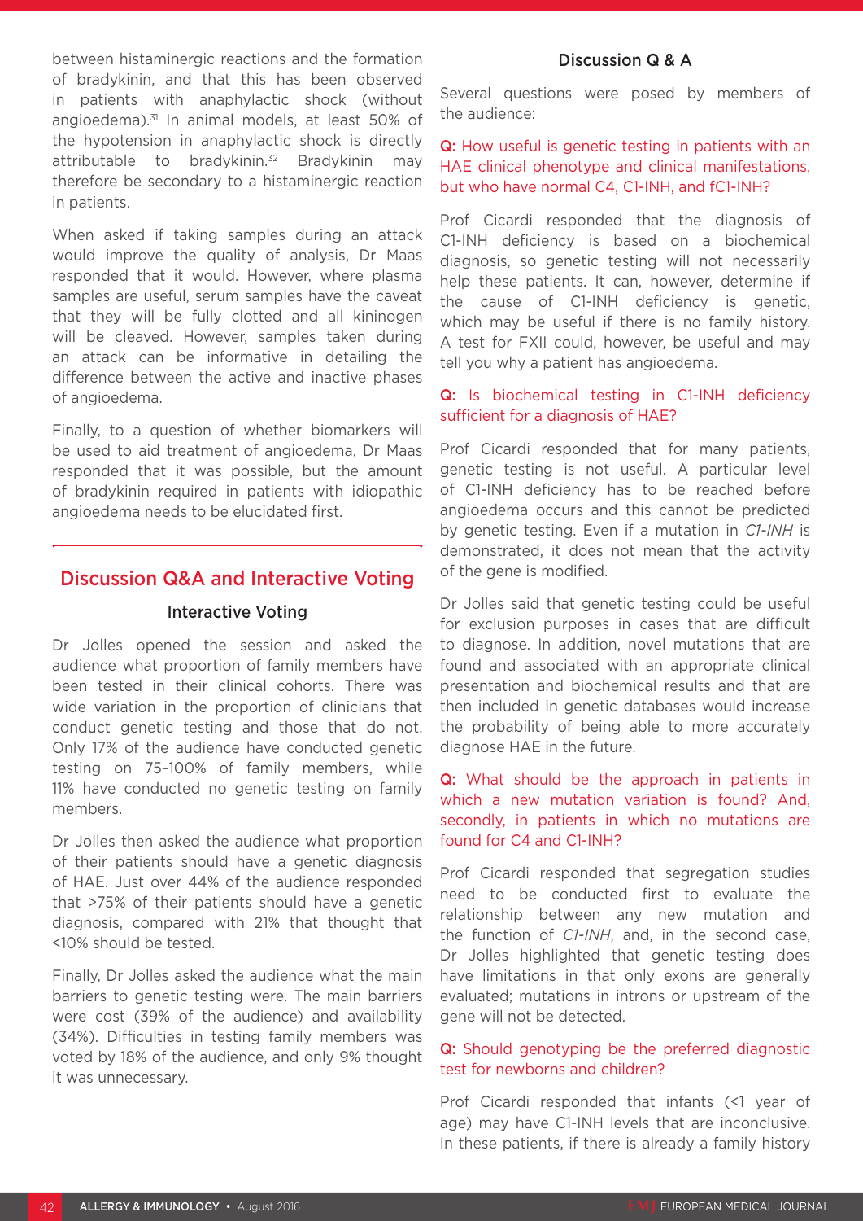between histaminergic reactions and the formation of bradykinin, and that this has been observed in patients with anaphylactic shock (without angioedema).[31] In animal models, at least 50% of the hypotension in anaphylactic shock is directly attributable to bradykinin.[32] Bradykinin may therefore be secondary to a histaminergic reaction in patients.

When asked if taking samples during an attack would improve the quality of analysis, Dr Maas responded that it would. However, where plasma samples are useful, serum samples have the caveat that they will be fully clotted and all kininogen will be cleaved. However, samples taken during an attack can be informative in detailing the difference between the active and inactive phases of angioedema.

Finally, to a question of whether biomarkers will be used to aid treatment of angioedema, Dr Maas responded that it was possible, but the amount of bradykinin required in patients with idiopathic angioedema needs to be elucidated first.

## Discussion Q&A and Interactive Voting

### Interactive Voting

Dr Jolles opened the session and asked the audience what proportion of family members have been tested in their clinical cohorts. There was wide variation in the proportion of clinicians that conduct genetic testing and those that do not. Only 17% of the audience have conducted genetic testing on 75–100% of family members, while 11% have conducted no genetic testing on family members.

Dr Jolles then asked the audience what proportion of their patients should have a genetic diagnosis of HAE. Just over 44% of the audience responded that >75% of their patients should have a genetic diagnosis, compared with 21% that thought that <10% should be tested.

Finally, Dr Jolles asked the audience what the main barriers to genetic testing were. The main barriers were cost (39% of the audience) and availability (34%). Difficulties in testing family members was voted by 18% of the audience, and only 9% thought it was unnecessary.

### Discussion Q & A

Several questions were posed by members of the audience:

**Q:** How useful is genetic testing in patients with an HAE clinical phenotype and clinical manifestations, but who have normal C4, C1-INH, and fC1-INH?

Prof Cicardi responded that the diagnosis of C1-INH deficiency is based on a biochemical diagnosis, so genetic testing will not necessarily help these patients. It can, however, determine if the cause of C1-INH deficiency is genetic, which may be useful if there is no family history. A test for FXII could, however, be useful and may tell you why a patient has angioedema.

**Q:** Is biochemical testing in C1-INH deficiency sufficient for a diagnosis of HAE?

Prof Cicardi responded that for many patients, genetic testing is not useful. A particular level of C1-INH deficiency has to be reached before angioedema occurs and this cannot be predicted by genetic testing. Even if a mutation in *C1-INH* is demonstrated, it does not mean that the activity of the gene is modified.

Dr Jolles said that genetic testing could be useful for exclusion purposes in cases that are difficult to diagnose. In addition, novel mutations that are found and associated with an appropriate clinical presentation and biochemical results and that are then included in genetic databases would increase the probability of being able to more accurately diagnose HAE in the future.

**Q:** What should be the approach in patients in which a new mutation variation is found? And, secondly, in patients in which no mutations are found for C4 and C1-INH?

Prof Cicardi responded that segregation studies need to be conducted first to evaluate the relationship between any new mutation and the function of *C1-INH*, and, in the second case, Dr Jolles highlighted that genetic testing does have limitations in that only exons are generally evaluated; mutations in introns or upstream of the gene will not be detected.

**Q:** Should genotyping be the preferred diagnostic test for newborns and children?

Prof Cicardi responded that infants (<1 year of age) may have C1-INH levels that are inconclusive. In these patients, if there is already a family history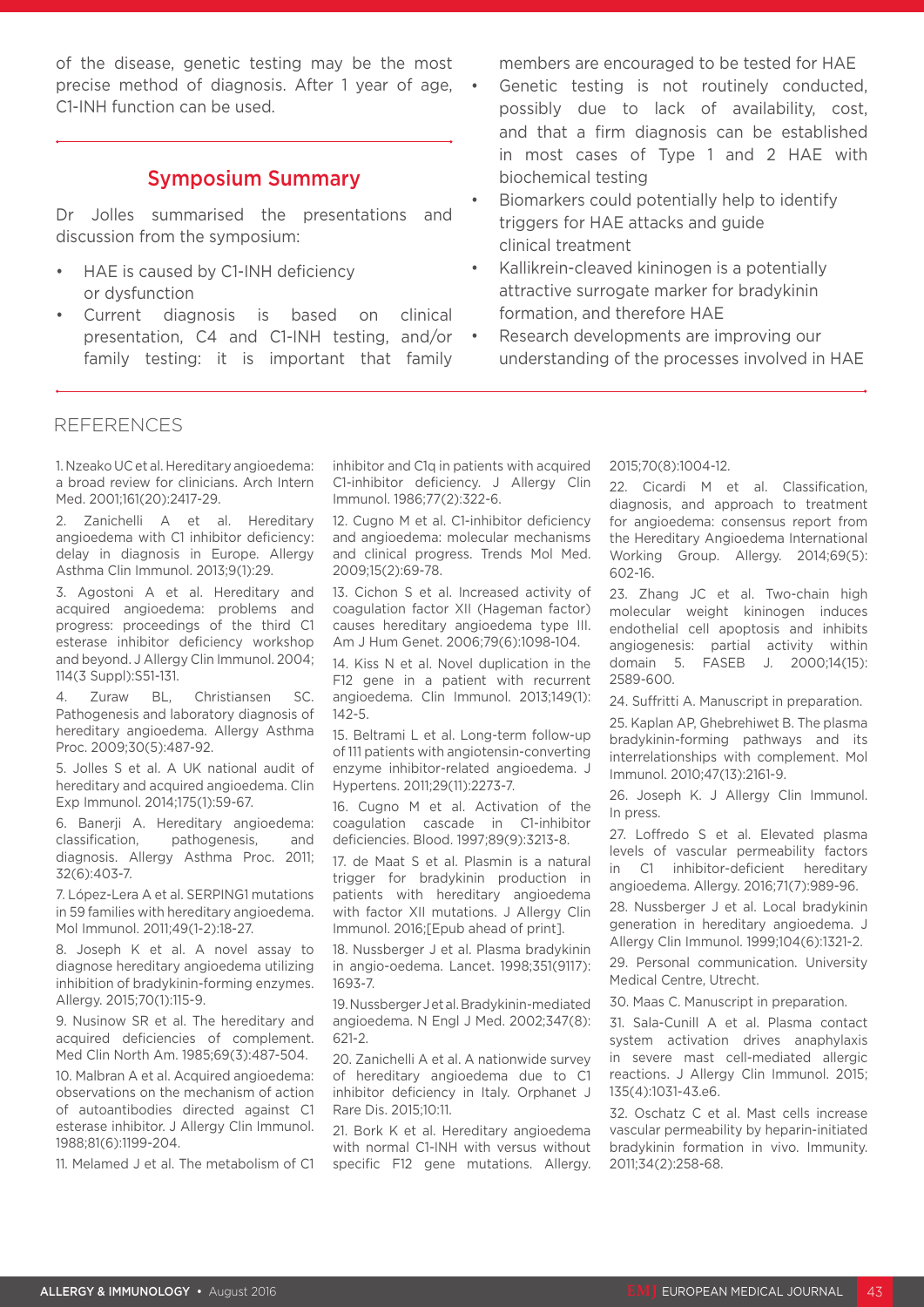of the disease, genetic testing may be the most precise method of diagnosis. After 1 year of age, C1-INH function can be used.

## Symposium Summary

Dr Jolles summarised the presentations and discussion from the symposium:

- HAE is caused by C1-INH deficiency or dysfunction
- Current diagnosis is based on clinical presentation, C4 and C1-INH testing, and/or family testing: it is important that family members are encouraged to be tested for HAE
- Genetic testing is not routinely conducted, possibly due to lack of availability, cost, and that a firm diagnosis can be established in most cases of Type 1 and 2 HAE with biochemical testing
- Biomarkers could potentially help to identify triggers for HAE attacks and guide clinical treatment
- Kallikrein-cleaved kininogen is a potentially attractive surrogate marker for bradykinin formation, and therefore HAE
- Research developments are improving our understanding of the processes involved in HAE

## REFERENCES

1. Nzeako UC et al. Hereditary angioedema: a broad review for clinicians. Arch Intern Med. 2001;161(20):2417-29.
2. Zanichelli A et al. Hereditary angioedema with C1 inhibitor deficiency: delay in diagnosis in Europe. Allergy Asthma Clin Immunol. 2013;9(1):29.
3. Agostoni A et al. Hereditary and acquired angioedema: problems and progress: proceedings of the third C1 esterase inhibitor deficiency workshop and beyond. J Allergy Clin Immunol. 2004; 114(3 Suppl):S51-131.
4. Zuraw BL, Christiansen SC. Pathogenesis and laboratory diagnosis of hereditary angioedema. Allergy Asthma Proc. 2009;30(5):487-92.
5. Jolles S et al. A UK national audit of hereditary and acquired angioedema. Clin Exp Immunol. 2014;175(1):59-67.
6. Banerji A. Hereditary angioedema: classification, pathogenesis, and diagnosis. Allergy Asthma Proc. 2011; 32(6):403-7.
7. López-Lera A et al. SERPING1 mutations in 59 families with hereditary angioedema. Mol Immunol. 2011;49(1-2):18-27.
8. Joseph K et al. A novel assay to diagnose hereditary angioedema utilizing inhibition of bradykinin-forming enzymes. Allergy. 2015;70(1):115-9.
9. Nusinow SR et al. The hereditary and acquired deficiencies of complement. Med Clin North Am. 1985;69(3):487-504.
10. Malbran A et al. Acquired angioedema: observations on the mechanism of action of autoantibodies directed against C1 esterase inhibitor. J Allergy Clin Immunol. 1988;81(6):1199-204.
11. Melamed J et al. The metabolism of C1 inhibitor and C1q in patients with acquired C1-inhibitor deficiency. J Allergy Clin Immunol. 1986;77(2):322-6.
12. Cugno M et al. C1-inhibitor deficiency and angioedema: molecular mechanisms and clinical progress. Trends Mol Med. 2009;15(2):69-78.
13. Cichon S et al. Increased activity of coagulation factor XII (Hageman factor) causes hereditary angioedema type III. Am J Hum Genet. 2006;79(6):1098-104.
14. Kiss N et al. Novel duplication in the F12 gene in a patient with recurrent angioedema. Clin Immunol. 2013;149(1): 142-5.
15. Beltrami L et al. Long-term follow-up of 111 patients with angiotensin-converting enzyme inhibitor-related angioedema. J Hypertens. 2011;29(11):2273-7.
16. Cugno M et al. Activation of the coagulation cascade in C1-inhibitor deficiencies. Blood. 1997;89(9):3213-8.
17. de Maat S et al. Plasmin is a natural trigger for bradykinin production in patients with hereditary angioedema with factor XII mutations. J Allergy Clin Immunol. 2016;[Epub ahead of print].
18. Nussberger J et al. Plasma bradykinin in angio-oedema. Lancet. 1998;351(9117): 1693-7.
19. Nussberger J et al. Bradykinin-mediated angioedema. N Engl J Med. 2002;347(8): 621-2.
20. Zanichelli A et al. A nationwide survey of hereditary angioedema due to C1 inhibitor deficiency in Italy. Orphanet J Rare Dis. 2015;10:11.
21. Bork K et al. Hereditary angioedema with normal C1-INH with versus without specific F12 gene mutations. Allergy. 2015;70(8):1004-12.
22. Cicardi M et al. Classification, diagnosis, and approach to treatment for angioedema: consensus report from the Hereditary Angioedema International Working Group. Allergy. 2014;69(5): 602-16.
23. Zhang JC et al. Two-chain high molecular weight kininogen induces endothelial cell apoptosis and inhibits angiogenesis: partial activity within domain 5. FASEB J. 2000;14(15): 2589-600.
24. Suffritti A. Manuscript in preparation.
25. Kaplan AP, Ghebrehiwet B. The plasma bradykinin-forming pathways and its interrelationships with complement. Mol Immunol. 2010;47(13):2161-9.
26. Joseph K. J Allergy Clin Immunol. In press.
27. Loffredo S et al. Elevated plasma levels of vascular permeability factors in C1 inhibitor-deficient hereditary angioedema. Allergy. 2016;71(7):989-96.
28. Nussberger J et al. Local bradykinin generation in hereditary angioedema. J Allergy Clin Immunol. 1999;104(6):1321-2.
29. Personal communication. University Medical Centre, Utrecht.
30. Maas C. Manuscript in preparation.
31. Sala-Cunill A et al. Plasma contact system activation drives anaphylaxis in severe mast cell-mediated allergic reactions. J Allergy Clin Immunol. 2015; 135(4):1031-43.e6.
32. Oschatz C et al. Mast cells increase vascular permeability by heparin-initiated bradykinin formation in vivo. Immunity. 2011;34(2):258-68.